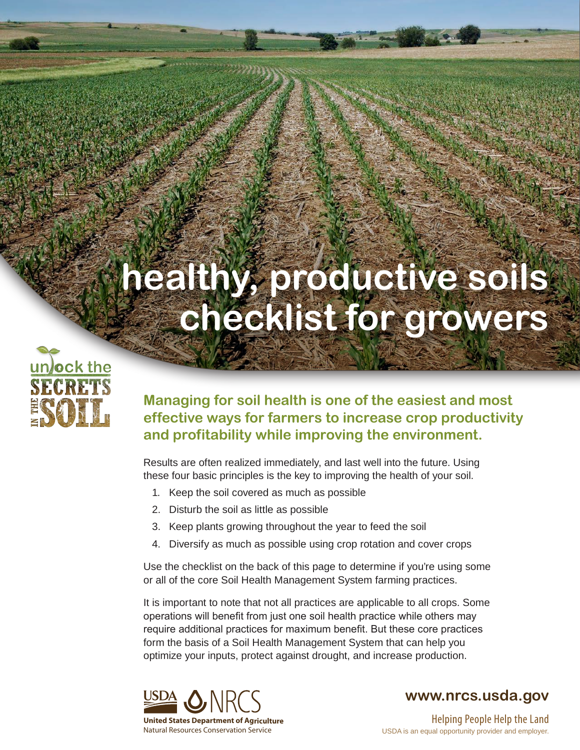# healthy, productive soils checklist for growers

unlock the SECRETS IN THE SOIL

**Managing for soil health is one of the easiest and most effective ways for farmers to increase crop productivity and profitability while improving the environment.**

Results are often realized immediately, and last well into the future. Using these four basic principles is the key to improving the health of your soil.

1. Keep the soil covered as much as possible
2. Disturb the soil as little as possible
3. Keep plants growing throughout the year to feed the soil
4. Diversify as much as possible using crop rotation and cover crops

Use the checklist on the back of this page to determine if you're using some or all of the core Soil Health Management System farming practices.

It is important to note that not all practices are applicable to all crops. Some operations will benefit from just one soil health practice while others may require additional practices for maximum benefit. But these core practices form the basis of a Soil Health Management System that can help you optimize your inputs, protect against drought, and increase production.

USDA NRCS
United States Department of Agriculture
Natural Resources Conservation Service

**www.nrcs.usda.gov**

Helping People Help the Land

USDA is an equal opportunity provider and employer.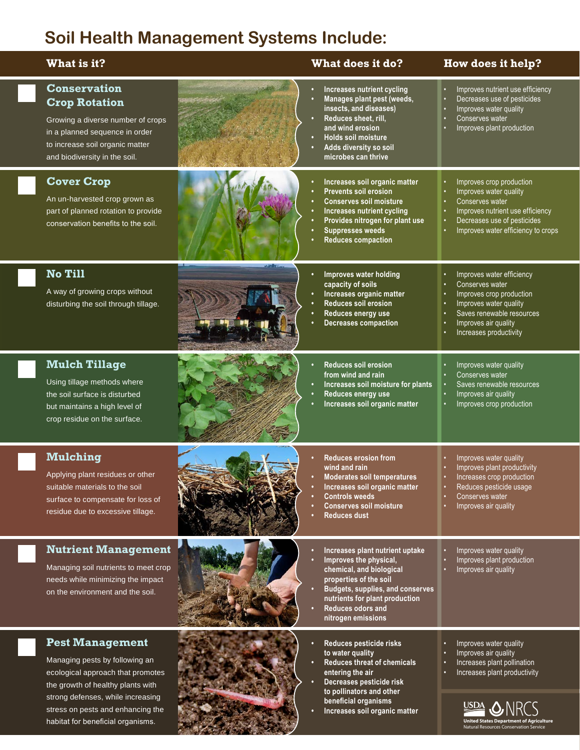# Soil Health Management Systems Include:

| What is it? | What does it do? | How does it help? |
|---|---|---|
| **Conservation Crop Rotation**<br>Growing a diverse number of crops in a planned sequence in order to increase soil organic matter and biodiversity in the soil. | • Increases nutrient cycling<br>• Manages plant pest (weeds, insects, and diseases)<br>• Reduces sheet, rill, and wind erosion<br>• Holds soil moisture<br>• Adds diversity so soil microbes can thrive | • Improves nutrient use efficiency<br>• Decreases use of pesticides<br>• Improves water quality<br>• Conserves water<br>• Improves plant production |
| **Cover Crop**<br>An un-harvested crop grown as part of planned rotation to provide conservation benefits to the soil. | • Increases soil organic matter<br>• Prevents soil erosion<br>• Conserves soil moisture<br>• Increases nutrient cycling<br>• Provides nitrogen for plant use<br>• Suppresses weeds<br>• Reduces compaction | • Improves crop production<br>• Improves water quality<br>• Conserves water<br>• Improves nutrient use efficiency<br>• Decreases use of pesticides<br>• Improves water efficiency to crops |
| **No Till**<br>A way of growing crops without disturbing the soil through tillage. | • Improves water holding capacity of soils<br>• Increases organic matter<br>• Reduces soil erosion<br>• Reduces energy use<br>• Decreases compaction | • Improves water efficiency<br>• Conserves water<br>• Improves crop production<br>• Improves water quality<br>• Saves renewable resources<br>• Improves air quality<br>• Increases productivity |
| **Mulch Tillage**<br>Using tillage methods where the soil surface is disturbed but maintains a high level of crop residue on the surface. | • Reduces soil erosion from wind and rain<br>• Increases soil moisture for plants<br>• Reduces energy use<br>• Increases soil organic matter | • Improves water quality<br>• Conserves water<br>• Saves renewable resources<br>• Improves air quality<br>• Improves crop production |
| **Mulching**<br>Applying plant residues or other suitable materials to the soil surface to compensate for loss of residue due to excessive tillage. | • Reduces erosion from wind and rain<br>• Moderates soil temperatures<br>• Increases soil organic matter<br>• Controls weeds<br>• Conserves soil moisture<br>• Reduces dust | • Improves water quality<br>• Improves plant productivity<br>• Increases crop production<br>• Reduces pesticide usage<br>• Conserves water<br>• Improves air quality |
| **Nutrient Management**<br>Managing soil nutrients to meet crop needs while minimizing the impact on the environment and the soil. | • Increases plant nutrient uptake<br>• Improves the physical, chemical, and biological properties of the soil<br>• Budgets, supplies, and conserves nutrients for plant production<br>• Reduces odors and nitrogen emissions | • Improves water quality<br>• Improves plant production<br>• Improves air quality |
| **Pest Management**<br>Managing pests by following an ecological approach that promotes the growth of healthy plants with strong defenses, while increasing stress on pests and enhancing the habitat for beneficial organisms. | • Reduces pesticide risks to water quality<br>• Reduces threat of chemicals entering the air<br>• Decreases pesticide risk to pollinators and other beneficial organisms<br>• Increases soil organic matter | • Improves water quality<br>• Improves air quality<br>• Increases plant pollination<br>• Increases plant productivity |

USDA NRCS
United States Department of Agriculture
Natural Resources Conservation Service